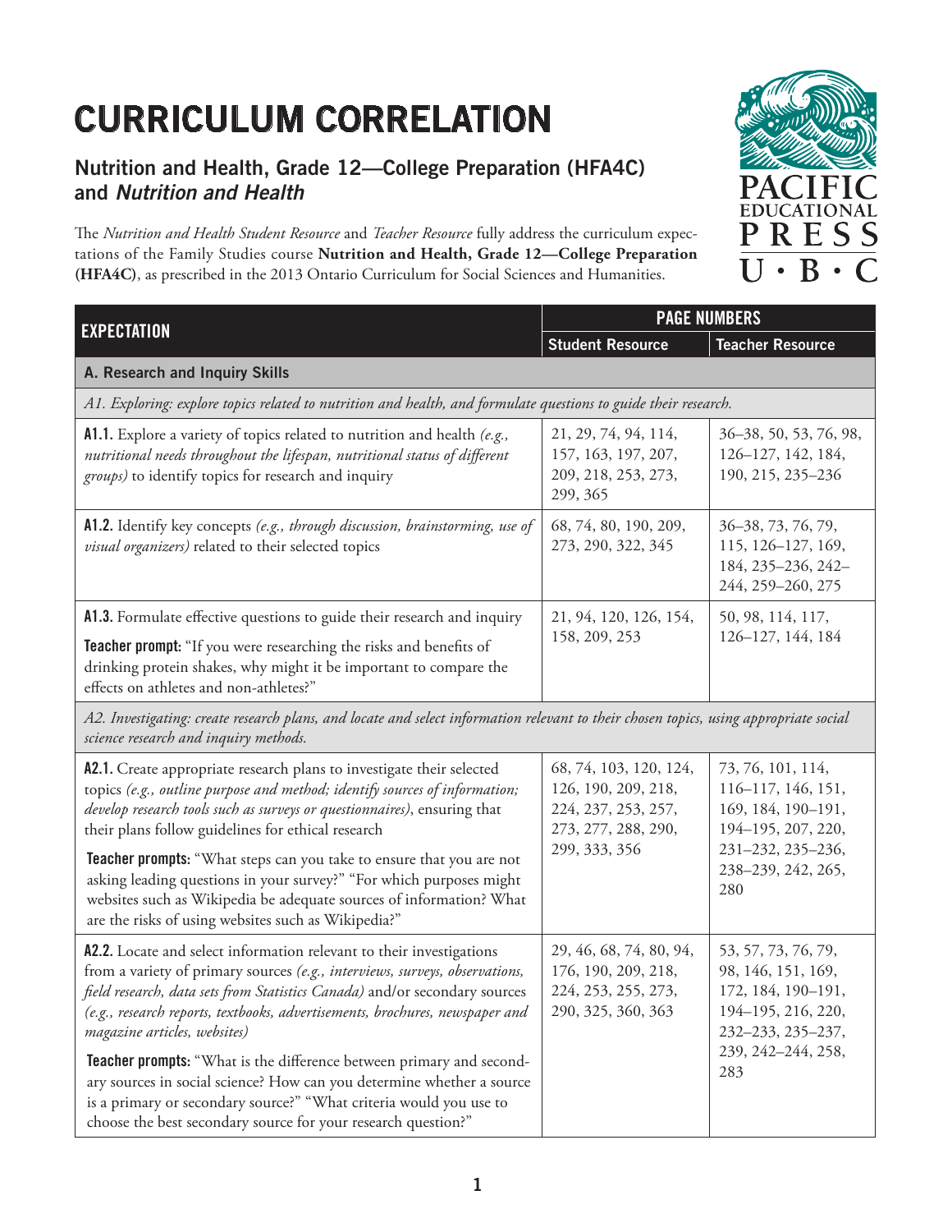# CURRICULUM CORRELATION

## Nutrition and Health, Grade 12—College Preparation (HFA4C) and *Nutrition and Health*

The *Nutrition and Health Student Resource* and *Teacher Resource* fully address the curriculum expectations of the Family Studies course **Nutrition and Health, Grade 12—College Preparation (HFA4C)**, as prescribed in the 2013 Ontario Curriculum for Social Sciences and Humanities.

| EXPECTATION | PAGE NUMBERS | |
|---|---|---|
| | **Student Resource** | **Teacher Resource** |
| **A. Research and Inquiry Skills** | | |
| *A1. Exploring: explore topics related to nutrition and health, and formulate questions to guide their research.* | | |
| **A1.1.** Explore a variety of topics related to nutrition and health *(e.g., nutritional needs throughout the lifespan, nutritional status of different groups)* to identify topics for research and inquiry | 21, 29, 74, 94, 114, 157, 163, 197, 207, 209, 218, 253, 273, 299, 365 | 36–38, 50, 53, 76, 98, 126–127, 142, 184, 190, 215, 235–236 |
| **A1.2.** Identify key concepts *(e.g., through discussion, brainstorming, use of visual organizers)* related to their selected topics | 68, 74, 80, 190, 209, 273, 290, 322, 345 | 36–38, 73, 76, 79, 115, 126–127, 169, 184, 235–236, 242–244, 259–260, 275 |
| **A1.3.** Formulate effective questions to guide their research and inquiry<br>**Teacher prompt:** "If you were researching the risks and benefits of drinking protein shakes, why might it be important to compare the effects on athletes and non-athletes?" | 21, 94, 120, 126, 154, 158, 209, 253 | 50, 98, 114, 117, 126–127, 144, 184 |
| *A2. Investigating: create research plans, and locate and select information relevant to their chosen topics, using appropriate social science research and inquiry methods.* | | |
| **A2.1.** Create appropriate research plans to investigate their selected topics *(e.g., outline purpose and method; identify sources of information; develop research tools such as surveys or questionnaires)*, ensuring that their plans follow guidelines for ethical research<br>**Teacher prompts:** "What steps can you take to ensure that you are not asking leading questions in your survey?" "For which purposes might websites such as Wikipedia be adequate sources of information? What are the risks of using websites such as Wikipedia?" | 68, 74, 103, 120, 124, 126, 190, 209, 218, 224, 237, 253, 257, 273, 277, 288, 290, 299, 333, 356 | 73, 76, 101, 114, 116–117, 146, 151, 169, 184, 190–191, 194–195, 207, 220, 231–232, 235–236, 238–239, 242, 265, 280 |
| **A2.2.** Locate and select information relevant to their investigations from a variety of primary sources *(e.g., interviews, surveys, observations, field research, data sets from Statistics Canada)* and/or secondary sources *(e.g., research reports, textbooks, advertisements, brochures, newspaper and magazine articles, websites)*<br>**Teacher prompts:** "What is the difference between primary and secondary sources in social science? How can you determine whether a source is a primary or secondary source?" "What criteria would you use to choose the best secondary source for your research question?" | 29, 46, 68, 74, 80, 94, 176, 190, 209, 218, 224, 253, 255, 273, 290, 325, 360, 363 | 53, 57, 73, 76, 79, 98, 146, 151, 169, 172, 184, 190–191, 194–195, 216, 220, 232–233, 235–237, 239, 242–244, 258, 283 |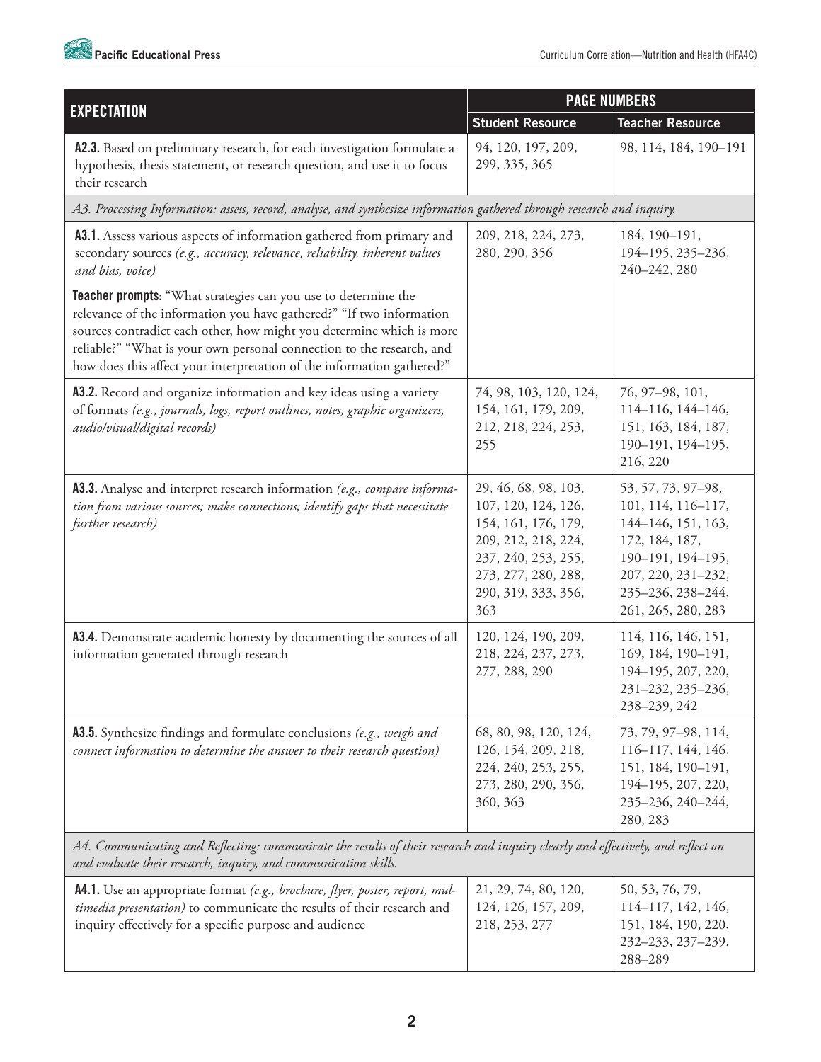| EXPECTATION | PAGE NUMBERS | |
|---|---|---|
| | Student Resource | Teacher Resource |
| **A2.3.** Based on preliminary research, for each investigation formulate a hypothesis, thesis statement, or research question, and use it to focus their research | 94, 120, 197, 209, 299, 335, 365 | 98, 114, 184, 190–191 |
| *A3. Processing Information: assess, record, analyse, and synthesize information gathered through research and inquiry.* | | |
| **A3.1.** Assess various aspects of information gathered from primary and secondary sources *(e.g., accuracy, relevance, reliability, inherent values and bias, voice)* **Teacher prompts:** "What strategies can you use to determine the relevance of the information you have gathered?" "If two information sources contradict each other, how might you determine which is more reliable?" "What is your own personal connection to the research, and how does this affect your interpretation of the information gathered?" | 209, 218, 224, 273, 280, 290, 356 | 184, 190–191, 194–195, 235–236, 240–242, 280 |
| **A3.2.** Record and organize information and key ideas using a variety of formats *(e.g., journals, logs, report outlines, notes, graphic organizers, audio/visual/digital records)* | 74, 98, 103, 120, 124, 154, 161, 179, 209, 212, 218, 224, 253, 255 | 76, 97–98, 101, 114–116, 144–146, 151, 163, 184, 187, 190–191, 194–195, 216, 220 |
| **A3.3.** Analyse and interpret research information *(e.g., compare information from various sources; make connections; identify gaps that necessitate further research)* | 29, 46, 68, 98, 103, 107, 120, 124, 126, 154, 161, 176, 179, 209, 212, 218, 224, 237, 240, 253, 255, 273, 277, 280, 288, 290, 319, 333, 356, 363 | 53, 57, 73, 97–98, 101, 114, 116–117, 144–146, 151, 163, 172, 184, 187, 190–191, 194–195, 207, 220, 231–232, 235–236, 238–244, 261, 265, 280, 283 |
| **A3.4.** Demonstrate academic honesty by documenting the sources of all information generated through research | 120, 124, 190, 209, 218, 224, 237, 273, 277, 288, 290 | 114, 116, 146, 151, 169, 184, 190–191, 194–195, 207, 220, 231–232, 235–236, 238–239, 242 |
| **A3.5.** Synthesize findings and formulate conclusions *(e.g., weigh and connect information to determine the answer to their research question)* | 68, 80, 98, 120, 124, 126, 154, 209, 218, 224, 240, 253, 255, 273, 280, 290, 356, 360, 363 | 73, 79, 97–98, 114, 116–117, 144, 146, 151, 184, 190–191, 194–195, 207, 220, 235–236, 240–244, 280, 283 |
| *A4. Communicating and Reflecting: communicate the results of their research and inquiry clearly and effectively, and reflect on and evaluate their research, inquiry, and communication skills.* | | |
| **A4.1.** Use an appropriate format *(e.g., brochure, flyer, poster, report, multimedia presentation)* to communicate the results of their research and inquiry effectively for a specific purpose and audience | 21, 29, 74, 80, 120, 124, 126, 157, 209, 218, 253, 277 | 50, 53, 76, 79, 114–117, 142, 146, 151, 184, 190, 220, 232–233, 237–239. 288–289 |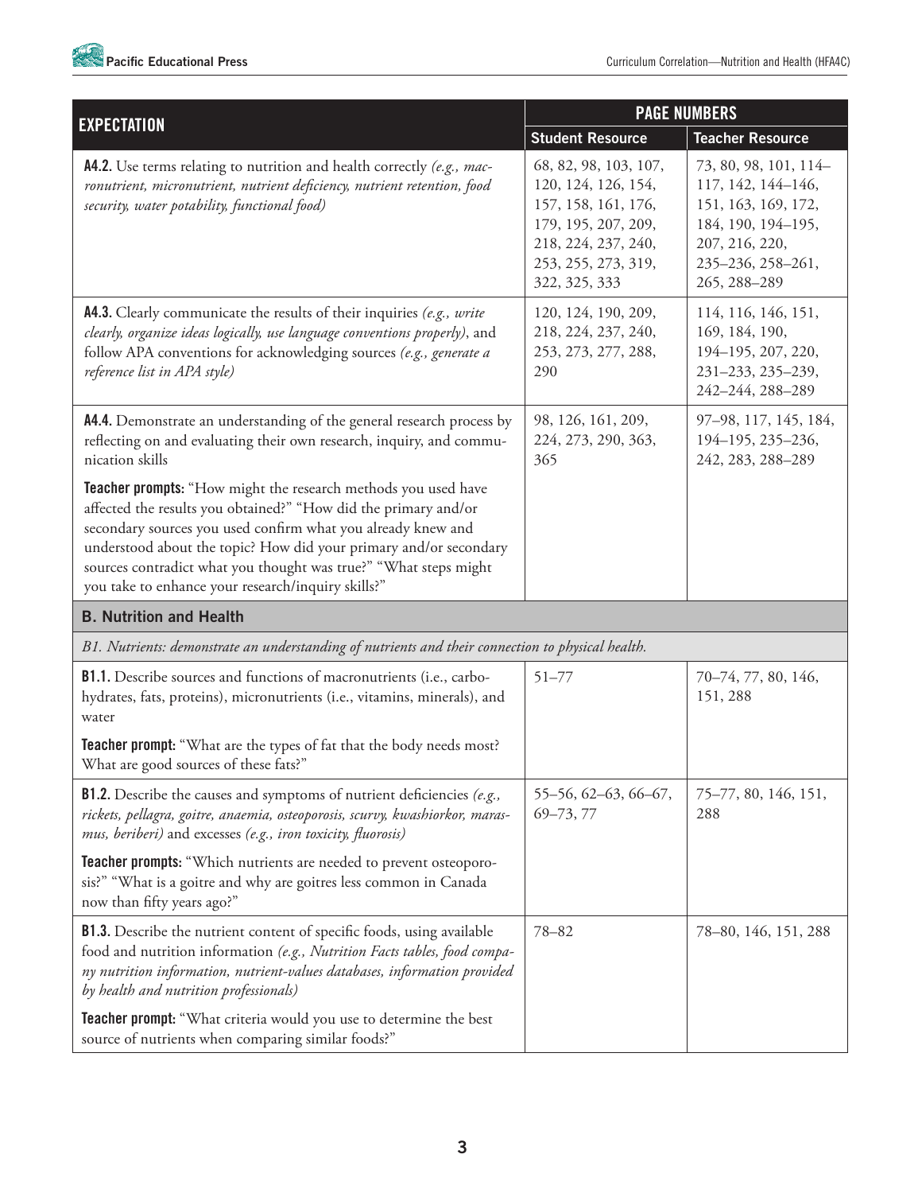| EXPECTATION | PAGE NUMBERS | |
|---|---|---|
| | Student Resource | Teacher Resource |
| **A4.2.** Use terms relating to nutrition and health correctly *(e.g., macronutrient, micronutrient, nutrient deficiency, nutrient retention, food security, water potability, functional food)* | 68, 82, 98, 103, 107, 120, 124, 126, 154, 157, 158, 161, 176, 179, 195, 207, 209, 218, 224, 237, 240, 253, 255, 273, 319, 322, 325, 333 | 73, 80, 98, 101, 114–117, 142, 144–146, 151, 163, 169, 172, 184, 190, 194–195, 207, 216, 220, 235–236, 258–261, 265, 288–289 |
| **A4.3.** Clearly communicate the results of their inquiries *(e.g., write clearly, organize ideas logically, use language conventions properly)*, and follow APA conventions for acknowledging sources *(e.g., generate a reference list in APA style)* | 120, 124, 190, 209, 218, 224, 237, 240, 253, 273, 277, 288, 290 | 114, 116, 146, 151, 169, 184, 190, 194–195, 207, 220, 231–233, 235–239, 242–244, 288–289 |
| **A4.4.** Demonstrate an understanding of the general research process by reflecting on and evaluating their own research, inquiry, and communication skills<br><br>**Teacher prompts:** "How might the research methods you used have affected the results you obtained?" "How did the primary and/or secondary sources you used confirm what you already knew and understood about the topic? How did your primary and/or secondary sources contradict what you thought was true?" "What steps might you take to enhance your research/inquiry skills?" | 98, 126, 161, 209, 224, 273, 290, 363, 365 | 97–98, 117, 145, 184, 194–195, 235–236, 242, 283, 288–289 |
| **B. Nutrition and Health** | | |
| *B1. Nutrients: demonstrate an understanding of nutrients and their connection to physical health.* | | |
| **B1.1.** Describe sources and functions of macronutrients (i.e., carbohydrates, fats, proteins), micronutrients (i.e., vitamins, minerals), and water<br><br>**Teacher prompt:** "What are the types of fat that the body needs most? What are good sources of these fats?" | 51–77 | 70–74, 77, 80, 146, 151, 288 |
| **B1.2.** Describe the causes and symptoms of nutrient deficiencies *(e.g., rickets, pellagra, goitre, anaemia, osteoporosis, scurvy, kwashiorkor, marasmus, beriberi)* and excesses *(e.g., iron toxicity, fluorosis)*<br><br>**Teacher prompts:** "Which nutrients are needed to prevent osteoporosis?" "What is a goitre and why are goitres less common in Canada now than fifty years ago?" | 55–56, 62–63, 66–67, 69–73, 77 | 75–77, 80, 146, 151, 288 |
| **B1.3.** Describe the nutrient content of specific foods, using available food and nutrition information *(e.g., Nutrition Facts tables, food company nutrition information, nutrient-values databases, information provided by health and nutrition professionals)*<br><br>**Teacher prompt:** "What criteria would you use to determine the best source of nutrients when comparing similar foods?" | 78–82 | 78–80, 146, 151, 288 |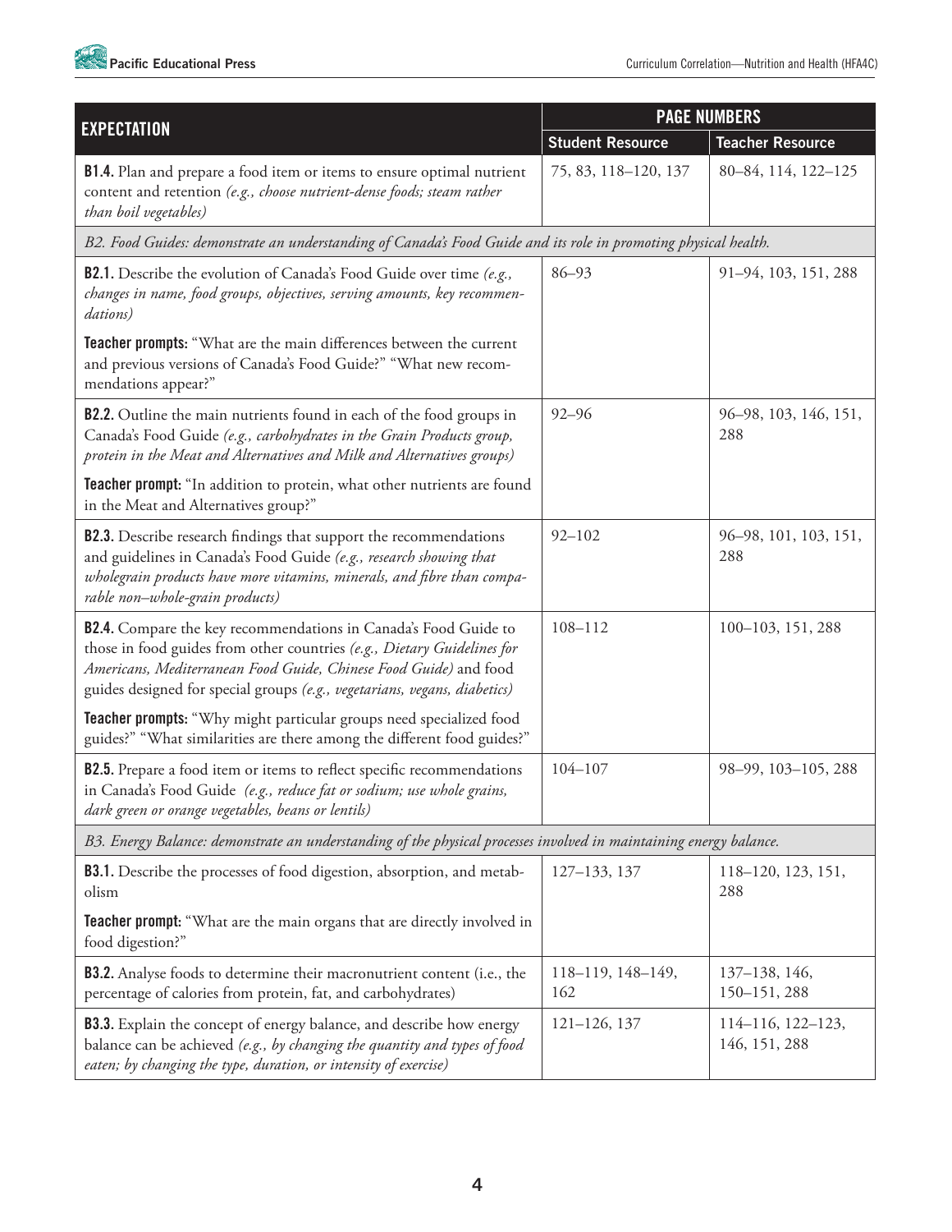| EXPECTATION | PAGE NUMBERS | |
|---|---|---|
| | Student Resource | Teacher Resource |
| **B1.4.** Plan and prepare a food item or items to ensure optimal nutrient content and retention *(e.g., choose nutrient-dense foods; steam rather than boil vegetables)* | 75, 83, 118–120, 137 | 80–84, 114, 122–125 |
| *B2. Food Guides: demonstrate an understanding of Canada's Food Guide and its role in promoting physical health.* | | |
| **B2.1.** Describe the evolution of Canada's Food Guide over time *(e.g., changes in name, food groups, objectives, serving amounts, key recommendations)*<br><br>**Teacher prompts:** "What are the main differences between the current and previous versions of Canada's Food Guide?" "What new recommendations appear?" | 86–93 | 91–94, 103, 151, 288 |
| **B2.2.** Outline the main nutrients found in each of the food groups in Canada's Food Guide *(e.g., carbohydrates in the Grain Products group, protein in the Meat and Alternatives and Milk and Alternatives groups)*<br><br>**Teacher prompt:** "In addition to protein, what other nutrients are found in the Meat and Alternatives group?" | 92–96 | 96–98, 103, 146, 151, 288 |
| **B2.3.** Describe research findings that support the recommendations and guidelines in Canada's Food Guide *(e.g., research showing that wholegrain products have more vitamins, minerals, and fibre than comparable non–whole-grain products)* | 92–102 | 96–98, 101, 103, 151, 288 |
| **B2.4.** Compare the key recommendations in Canada's Food Guide to those in food guides from other countries *(e.g., Dietary Guidelines for Americans, Mediterranean Food Guide, Chinese Food Guide)* and food guides designed for special groups *(e.g., vegetarians, vegans, diabetics)*<br><br>**Teacher prompts:** "Why might particular groups need specialized food guides?" "What similarities are there among the different food guides?" | 108–112 | 100–103, 151, 288 |
| **B2.5.** Prepare a food item or items to reflect specific recommendations in Canada's Food Guide *(e.g., reduce fat or sodium; use whole grains, dark green or orange vegetables, beans or lentils)* | 104–107 | 98–99, 103–105, 288 |
| *B3. Energy Balance: demonstrate an understanding of the physical processes involved in maintaining energy balance.* | | |
| **B3.1.** Describe the processes of food digestion, absorption, and metabolism<br><br>**Teacher prompt:** "What are the main organs that are directly involved in food digestion?" | 127–133, 137 | 118–120, 123, 151, 288 |
| **B3.2.** Analyse foods to determine their macronutrient content (i.e., the percentage of calories from protein, fat, and carbohydrates) | 118–119, 148–149, 162 | 137–138, 146, 150–151, 288 |
| **B3.3.** Explain the concept of energy balance, and describe how energy balance can be achieved *(e.g., by changing the quantity and types of food eaten; by changing the type, duration, or intensity of exercise)* | 121–126, 137 | 114–116, 122–123, 146, 151, 288 |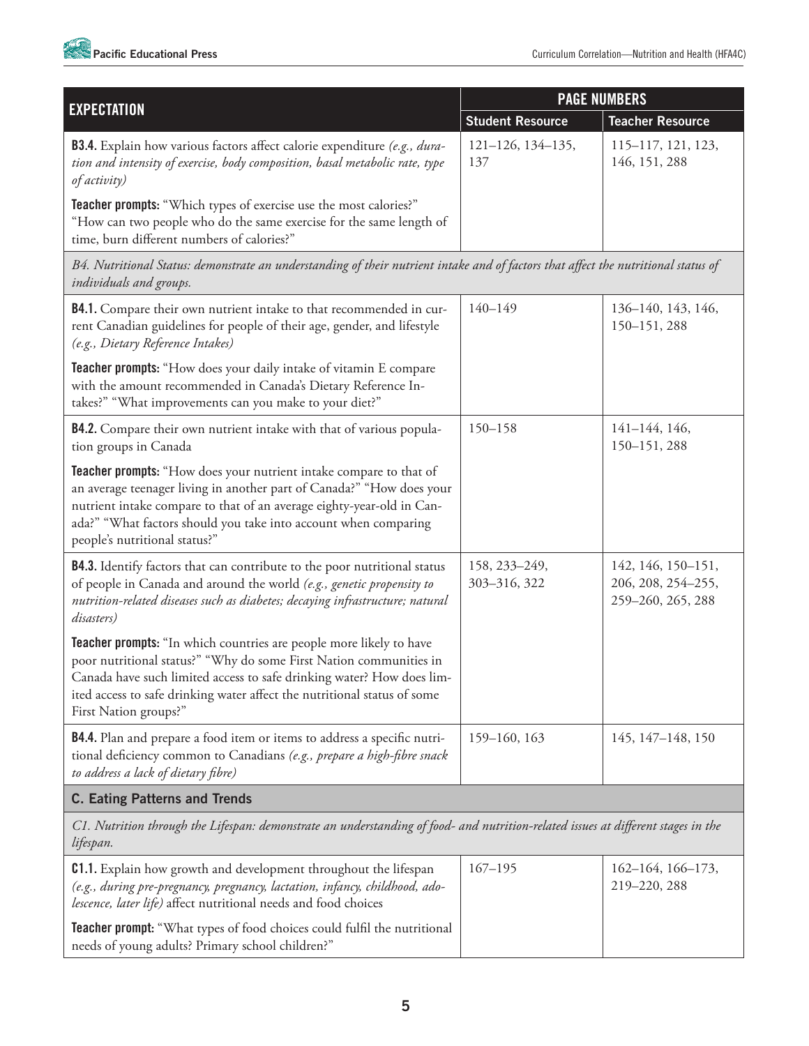| EXPECTATION | PAGE NUMBERS | |
|---|---|---|
| | **Student Resource** | **Teacher Resource** |
| **B3.4.** Explain how various factors affect calorie expenditure *(e.g., duration and intensity of exercise, body composition, basal metabolic rate, type of activity)* | 121–126, 134–135, 137 | 115–117, 121, 123, 146, 151, 288 |
| **Teacher prompts:** "Which types of exercise use the most calories?" "How can two people who do the same exercise for the same length of time, burn different numbers of calories?" | | |
| *B4. Nutritional Status: demonstrate an understanding of their nutrient intake and of factors that affect the nutritional status of individuals and groups.* | | |
| **B4.1.** Compare their own nutrient intake to that recommended in current Canadian guidelines for people of their age, gender, and lifestyle *(e.g., Dietary Reference Intakes)* | 140–149 | 136–140, 143, 146, 150–151, 288 |
| **Teacher prompts:** "How does your daily intake of vitamin E compare with the amount recommended in Canada's Dietary Reference Intakes?" "What improvements can you make to your diet?" | | |
| **B4.2.** Compare their own nutrient intake with that of various population groups in Canada | 150–158 | 141–144, 146, 150–151, 288 |
| **Teacher prompts:** "How does your nutrient intake compare to that of an average teenager living in another part of Canada?" "How does your nutrient intake compare to that of an average eighty-year-old in Canada?" "What factors should you take into account when comparing people's nutritional status?" | | |
| **B4.3.** Identify factors that can contribute to the poor nutritional status of people in Canada and around the world *(e.g., genetic propensity to nutrition-related diseases such as diabetes; decaying infrastructure; natural disasters)* | 158, 233–249, 303–316, 322 | 142, 146, 150–151, 206, 208, 254–255, 259–260, 265, 288 |
| **Teacher prompts:** "In which countries are people more likely to have poor nutritional status?" "Why do some First Nation communities in Canada have such limited access to safe drinking water? How does limited access to safe drinking water affect the nutritional status of some First Nation groups?" | | |
| **B4.4.** Plan and prepare a food item or items to address a specific nutritional deficiency common to Canadians *(e.g., prepare a high-fibre snack to address a lack of dietary fibre)* | 159–160, 163 | 145, 147–148, 150 |
| **C. Eating Patterns and Trends** | | |
| *C1. Nutrition through the Lifespan: demonstrate an understanding of food- and nutrition-related issues at different stages in the lifespan.* | | |
| **C1.1.** Explain how growth and development throughout the lifespan *(e.g., during pre-pregnancy, pregnancy, lactation, infancy, childhood, adolescence, later life)* affect nutritional needs and food choices | 167–195 | 162–164, 166–173, 219–220, 288 |
| **Teacher prompt:** "What types of food choices could fulfil the nutritional needs of young adults? Primary school children?" | | |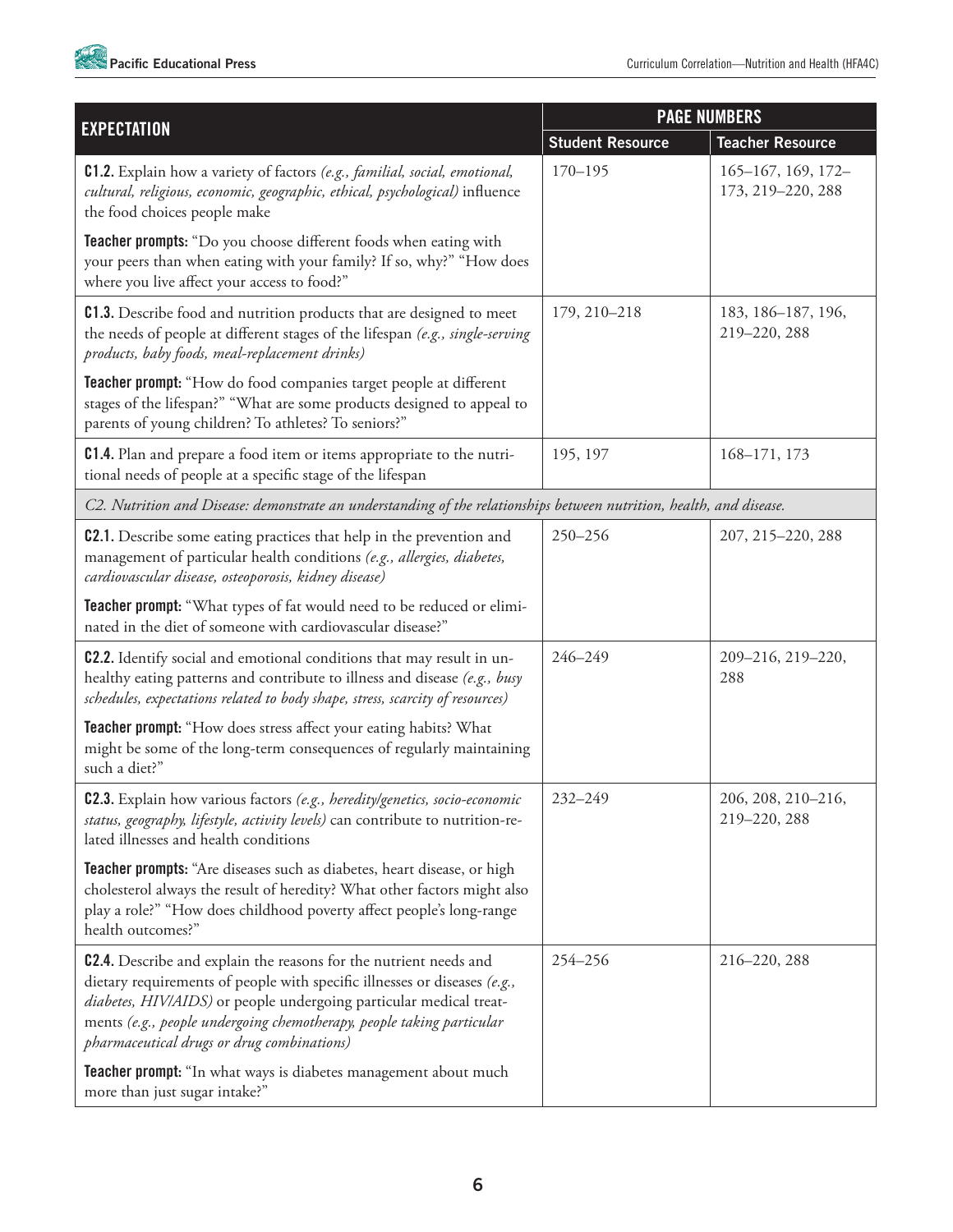| EXPECTATION | PAGE NUMBERS | |
|---|---|---|
| | Student Resource | Teacher Resource |
| **C1.2.** Explain how a variety of factors *(e.g., familial, social, emotional, cultural, religious, economic, geographic, ethical, psychological)* influence the food choices people make<br><br>**Teacher prompts:** "Do you choose different foods when eating with your peers than when eating with your family? If so, why?" "How does where you live affect your access to food?" | 170–195 | 165–167, 169, 172–173, 219–220, 288 |
| **C1.3.** Describe food and nutrition products that are designed to meet the needs of people at different stages of the lifespan *(e.g., single-serving products, baby foods, meal-replacement drinks)*<br><br>**Teacher prompt:** "How do food companies target people at different stages of the lifespan?" "What are some products designed to appeal to parents of young children? To athletes? To seniors?" | 179, 210–218 | 183, 186–187, 196, 219–220, 288 |
| **C1.4.** Plan and prepare a food item or items appropriate to the nutritional needs of people at a specific stage of the lifespan | 195, 197 | 168–171, 173 |
| *C2. Nutrition and Disease: demonstrate an understanding of the relationships between nutrition, health, and disease.* | | |
| **C2.1.** Describe some eating practices that help in the prevention and management of particular health conditions *(e.g., allergies, diabetes, cardiovascular disease, osteoporosis, kidney disease)*<br><br>**Teacher prompt:** "What types of fat would need to be reduced or eliminated in the diet of someone with cardiovascular disease?" | 250–256 | 207, 215–220, 288 |
| **C2.2.** Identify social and emotional conditions that may result in unhealthy eating patterns and contribute to illness and disease *(e.g., busy schedules, expectations related to body shape, stress, scarcity of resources)*<br><br>**Teacher prompt:** "How does stress affect your eating habits? What might be some of the long-term consequences of regularly maintaining such a diet?" | 246–249 | 209–216, 219–220, 288 |
| **C2.3.** Explain how various factors *(e.g., heredity/genetics, socio-economic status, geography, lifestyle, activity levels)* can contribute to nutrition-related illnesses and health conditions<br><br>**Teacher prompts:** "Are diseases such as diabetes, heart disease, or high cholesterol always the result of heredity? What other factors might also play a role?" "How does childhood poverty affect people's long-range health outcomes?" | 232–249 | 206, 208, 210–216, 219–220, 288 |
| **C2.4.** Describe and explain the reasons for the nutrient needs and dietary requirements of people with specific illnesses or diseases *(e.g., diabetes, HIV/AIDS)* or people undergoing particular medical treatments *(e.g., people undergoing chemotherapy, people taking particular pharmaceutical drugs or drug combinations)*<br><br>**Teacher prompt:** "In what ways is diabetes management about much more than just sugar intake?" | 254–256 | 216–220, 288 |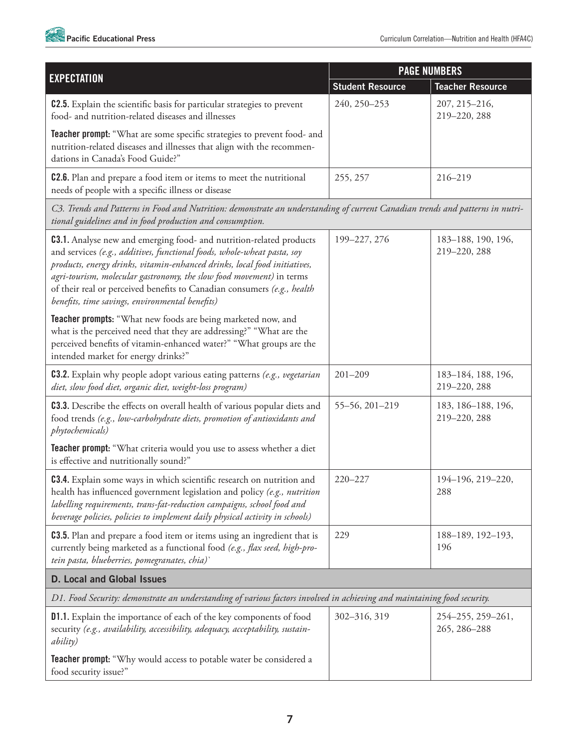| EXPECTATION | PAGE NUMBERS | |
|---|---|---|
| | Student Resource | Teacher Resource |
| **C2.5.** Explain the scientific basis for particular strategies to prevent food- and nutrition-related diseases and illnesses<br><br>**Teacher prompt:** "What are some specific strategies to prevent food- and nutrition-related diseases and illnesses that align with the recommendations in Canada's Food Guide?" | 240, 250–253 | 207, 215–216, 219–220, 288 |
| **C2.6.** Plan and prepare a food item or items to meet the nutritional needs of people with a specific illness or disease | 255, 257 | 216–219 |
| *C3. Trends and Patterns in Food and Nutrition: demonstrate an understanding of current Canadian trends and patterns in nutritional guidelines and in food production and consumption.* | | |
| **C3.1.** Analyse new and emerging food- and nutrition-related products and services *(e.g., additives, functional foods, whole-wheat pasta, soy products, energy drinks, vitamin-enhanced drinks, local food initiatives, agri-tourism, molecular gastronomy, the slow food movement)* in terms of their real or perceived benefits to Canadian consumers *(e.g., health benefits, time savings, environmental benefits)*<br><br>**Teacher prompts:** "What new foods are being marketed now, and what is the perceived need that they are addressing?" "What are the perceived benefits of vitamin-enhanced water?" "What groups are the intended market for energy drinks?" | 199–227, 276 | 183–188, 190, 196, 219–220, 288 |
| **C3.2.** Explain why people adopt various eating patterns *(e.g., vegetarian diet, slow food diet, organic diet, weight-loss program)* | 201–209 | 183–184, 188, 196, 219–220, 288 |
| **C3.3.** Describe the effects on overall health of various popular diets and food trends *(e.g., low-carbohydrate diets, promotion of antioxidants and phytochemicals)*<br><br>**Teacher prompt:** "What criteria would you use to assess whether a diet is effective and nutritionally sound?" | 55–56, 201–219 | 183, 186–188, 196, 219–220, 288 |
| **C3.4.** Explain some ways in which scientific research on nutrition and health has influenced government legislation and policy *(e.g., nutrition labelling requirements, trans-fat-reduction campaigns, school food and beverage policies, policies to implement daily physical activity in schools)* | 220–227 | 194–196, 219–220, 288 |
| **C3.5.** Plan and prepare a food item or items using an ingredient that is currently being marketed as a functional food *(e.g., flax seed, high-protein pasta, blueberries, pomegranates, chia)*` | 229 | 188–189, 192–193, 196 |
| **D. Local and Global Issues** | | |
| *D1. Food Security: demonstrate an understanding of various factors involved in achieving and maintaining food security.* | | |
| **D1.1.** Explain the importance of each of the key components of food security *(e.g., availability, accessibility, adequacy, acceptability, sustainability)*<br><br>**Teacher prompt:** "Why would access to potable water be considered a food security issue?" | 302–316, 319 | 254–255, 259–261, 265, 286–288 |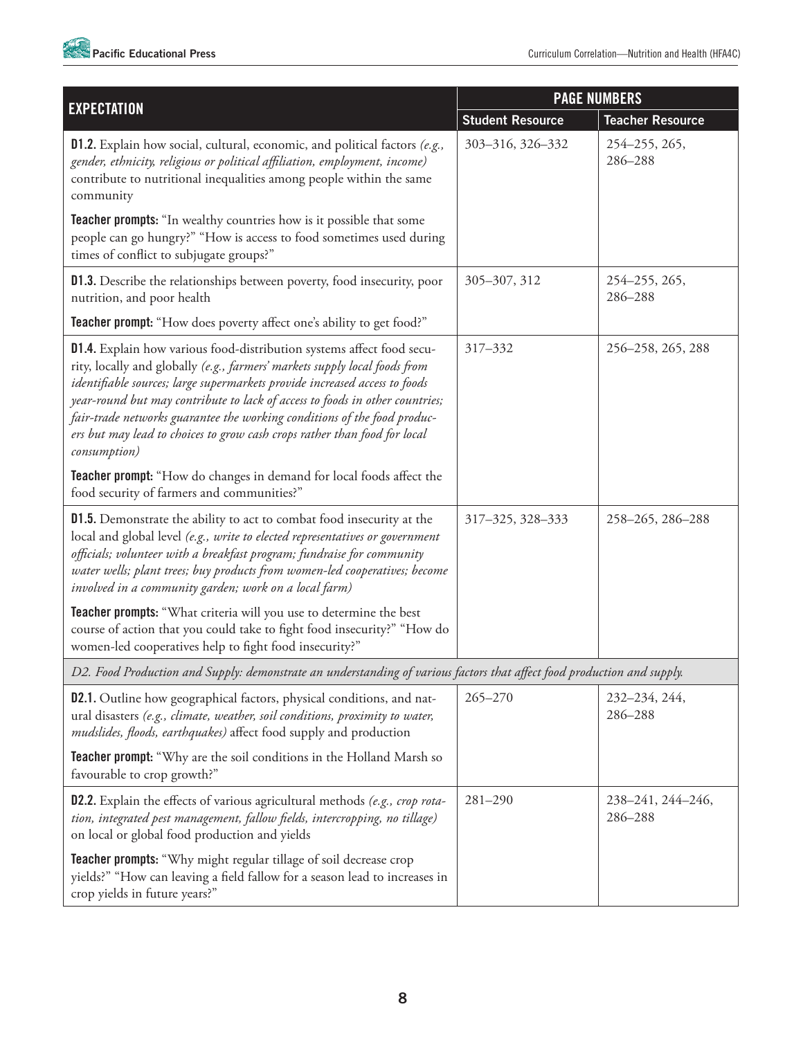| EXPECTATION | PAGE NUMBERS | |
|---|---|---|
| | **Student Resource** | **Teacher Resource** |
| **D1.2.** Explain how social, cultural, economic, and political factors *(e.g., gender, ethnicity, religious or political affiliation, employment, income)* contribute to nutritional inequalities among people within the same community<br><br>**Teacher prompts:** "In wealthy countries how is it possible that some people can go hungry?" "How is access to food sometimes used during times of conflict to subjugate groups?" | 303–316, 326–332 | 254–255, 265, 286–288 |
| **D1.3.** Describe the relationships between poverty, food insecurity, poor nutrition, and poor health<br><br>**Teacher prompt:** "How does poverty affect one's ability to get food?" | 305–307, 312 | 254–255, 265, 286–288 |
| **D1.4.** Explain how various food-distribution systems affect food security, locally and globally *(e.g., farmers' markets supply local foods from identifiable sources; large supermarkets provide increased access to foods year-round but may contribute to lack of access to foods in other countries; fair-trade networks guarantee the working conditions of the food producers but may lead to choices to grow cash crops rather than food for local consumption)*<br><br>**Teacher prompt:** "How do changes in demand for local foods affect the food security of farmers and communities?" | 317–332 | 256–258, 265, 288 |
| **D1.5.** Demonstrate the ability to act to combat food insecurity at the local and global level *(e.g., write to elected representatives or government officials; volunteer with a breakfast program; fundraise for community water wells; plant trees; buy products from women-led cooperatives; become involved in a community garden; work on a local farm)*<br><br>**Teacher prompts:** "What criteria will you use to determine the best course of action that you could take to fight food insecurity?" "How do women-led cooperatives help to fight food insecurity?" | 317–325, 328–333 | 258–265, 286–288 |
| *D2. Food Production and Supply: demonstrate an understanding of various factors that affect food production and supply.* | | |
| **D2.1.** Outline how geographical factors, physical conditions, and natural disasters *(e.g., climate, weather, soil conditions, proximity to water, mudslides, floods, earthquakes)* affect food supply and production<br><br>**Teacher prompt:** "Why are the soil conditions in the Holland Marsh so favourable to crop growth?" | 265–270 | 232–234, 244, 286–288 |
| **D2.2.** Explain the effects of various agricultural methods *(e.g., crop rotation, integrated pest management, fallow fields, intercropping, no tillage)* on local or global food production and yields<br><br>**Teacher prompts:** "Why might regular tillage of soil decrease crop yields?" "How can leaving a field fallow for a season lead to increases in crop yields in future years?" | 281–290 | 238–241, 244–246, 286–288 |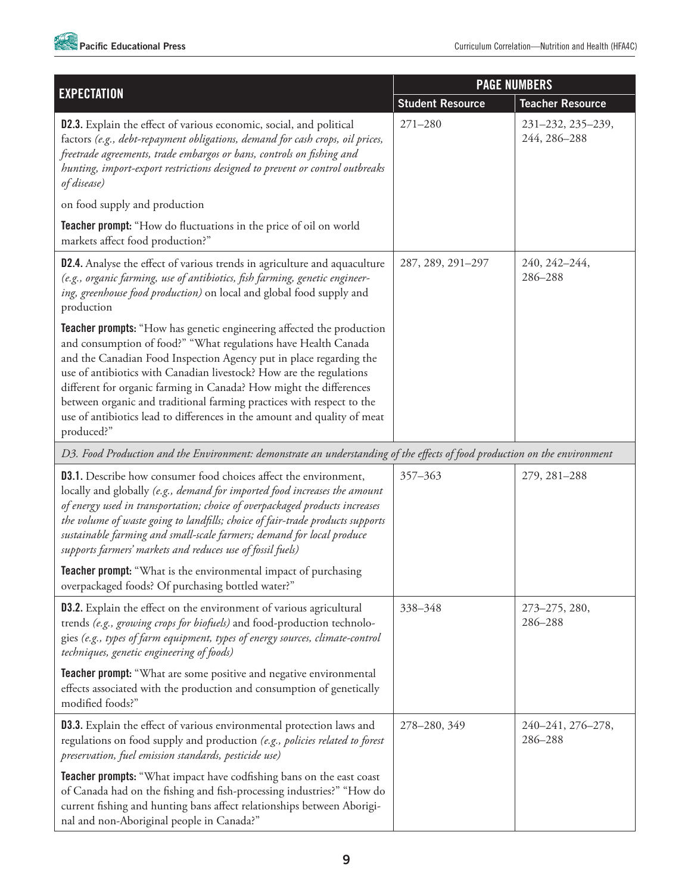| EXPECTATION | PAGE NUMBERS | |
|---|---|---|
| | **Student Resource** | **Teacher Resource** |
| **D2.3.** Explain the effect of various economic, social, and political factors *(e.g., debt-repayment obligations, demand for cash crops, oil prices, freetrade agreements, trade embargos or bans, controls on fishing and hunting, import-export restrictions designed to prevent or control outbreaks of disease)* on food supply and production<br><br>**Teacher prompt:** "How do fluctuations in the price of oil on world markets affect food production?" | 271–280 | 231–232, 235–239, 244, 286–288 |
| **D2.4.** Analyse the effect of various trends in agriculture and aquaculture *(e.g., organic farming, use of antibiotics, fish farming, genetic engineering, greenhouse food production)* on local and global food supply and production<br><br>**Teacher prompts:** "How has genetic engineering affected the production and consumption of food?" "What regulations have Health Canada and the Canadian Food Inspection Agency put in place regarding the use of antibiotics with Canadian livestock? How are the regulations different for organic farming in Canada? How might the differences between organic and traditional farming practices with respect to the use of antibiotics lead to differences in the amount and quality of meat produced?" | 287, 289, 291–297 | 240, 242–244, 286–288 |
| *D3. Food Production and the Environment: demonstrate an understanding of the effects of food production on the environment* | | |
| **D3.1.** Describe how consumer food choices affect the environment, locally and globally *(e.g., demand for imported food increases the amount of energy used in transportation; choice of overpackaged products increases the volume of waste going to landfills; choice of fair-trade products supports sustainable farming and small-scale farmers; demand for local produce supports farmers' markets and reduces use of fossil fuels)*<br><br>**Teacher prompt:** "What is the environmental impact of purchasing overpackaged foods? Of purchasing bottled water?" | 357–363 | 279, 281–288 |
| **D3.2.** Explain the effect on the environment of various agricultural trends *(e.g., growing crops for biofuels)* and food-production technologies *(e.g., types of farm equipment, types of energy sources, climate-control techniques, genetic engineering of foods)*<br><br>**Teacher prompt:** "What are some positive and negative environmental effects associated with the production and consumption of genetically modified foods?" | 338–348 | 273–275, 280, 286–288 |
| **D3.3.** Explain the effect of various environmental protection laws and regulations on food supply and production *(e.g., policies related to forest preservation, fuel emission standards, pesticide use)*<br><br>**Teacher prompts:** "What impact have codfishing bans on the east coast of Canada had on the fishing and fish-processing industries?" "How do current fishing and hunting bans affect relationships between Aboriginal and non-Aboriginal people in Canada?" | 278–280, 349 | 240–241, 276–278, 286–288 |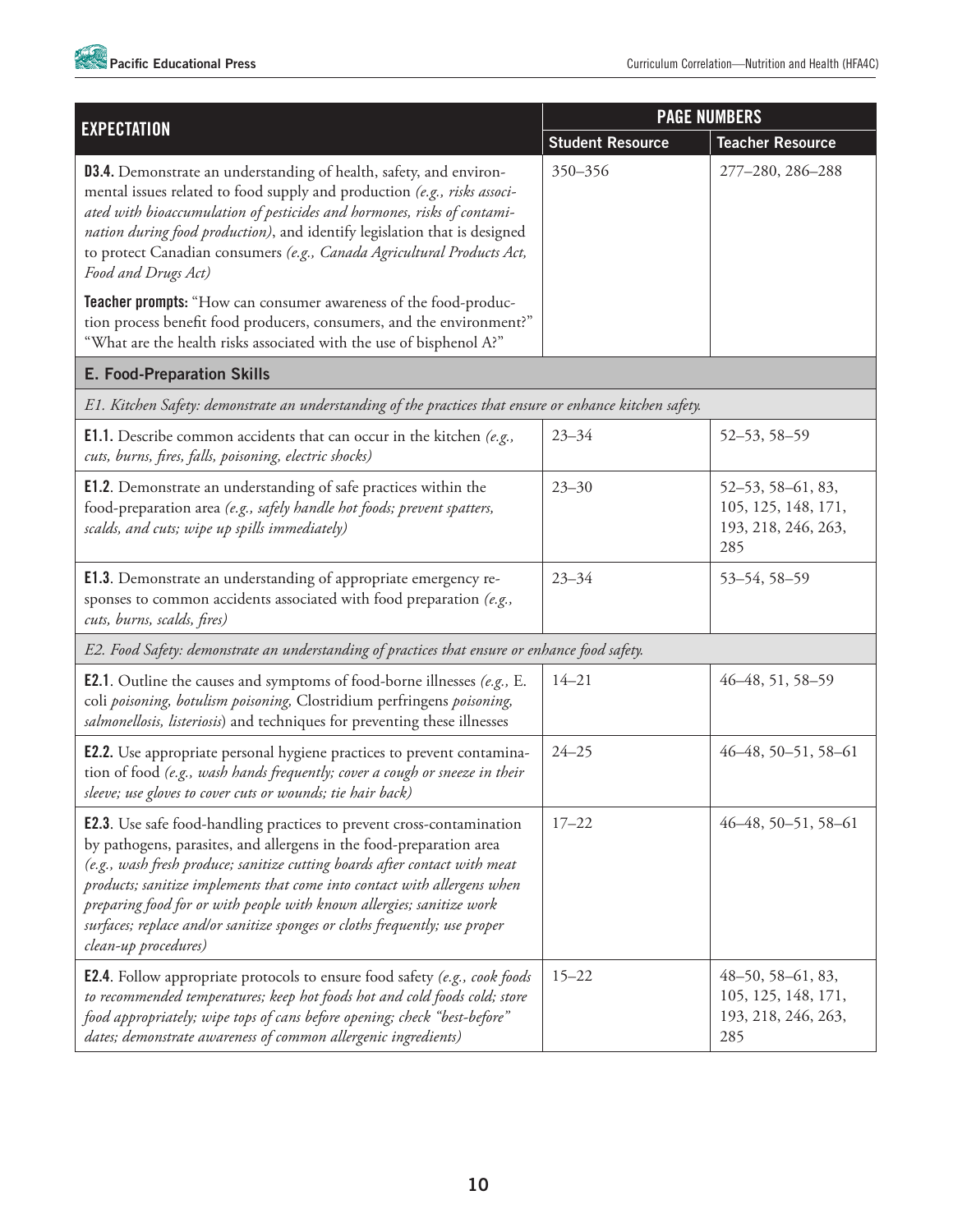| EXPECTATION | PAGE NUMBERS | |
|---|---|---|
| | **Student Resource** | **Teacher Resource** |
| **D3.4.** Demonstrate an understanding of health, safety, and environmental issues related to food supply and production *(e.g., risks associated with bioaccumulation of pesticides and hormones, risks of contamination during food production)*, and identify legislation that is designed to protect Canadian consumers *(e.g., Canada Agricultural Products Act, Food and Drugs Act)*<br><br>**Teacher prompts:** "How can consumer awareness of the food-production process benefit food producers, consumers, and the environment?" "What are the health risks associated with the use of bisphenol A?" | 350–356 | 277–280, 286–288 |
| **E. Food-Preparation Skills** | | |
| *E1. Kitchen Safety: demonstrate an understanding of the practices that ensure or enhance kitchen safety.* | | |
| **E1.1.** Describe common accidents that can occur in the kitchen *(e.g., cuts, burns, fires, falls, poisoning, electric shocks)* | 23–34 | 52–53, 58–59 |
| **E1.2**. Demonstrate an understanding of safe practices within the food-preparation area *(e.g., safely handle hot foods; prevent spatters, scalds, and cuts; wipe up spills immediately)* | 23–30 | 52–53, 58–61, 83, 105, 125, 148, 171, 193, 218, 246, 263, 285 |
| **E1.3**. Demonstrate an understanding of appropriate emergency responses to common accidents associated with food preparation *(e.g., cuts, burns, scalds, fires)* | 23–34 | 53–54, 58–59 |
| *E2. Food Safety: demonstrate an understanding of practices that ensure or enhance food safety.* | | |
| **E2.1**. Outline the causes and symptoms of food-borne illnesses *(e.g.,* E. coli *poisoning, botulism poisoning,* Clostridium perfringens *poisoning, salmonellosis, listeriosis*) and techniques for preventing these illnesses | 14–21 | 46–48, 51, 58–59 |
| **E2.2.** Use appropriate personal hygiene practices to prevent contamination of food *(e.g., wash hands frequently; cover a cough or sneeze in their sleeve; use gloves to cover cuts or wounds; tie hair back)* | 24–25 | 46–48, 50–51, 58–61 |
| **E2.3**. Use safe food-handling practices to prevent cross-contamination by pathogens, parasites, and allergens in the food-preparation area *(e.g., wash fresh produce; sanitize cutting boards after contact with meat products; sanitize implements that come into contact with allergens when preparing food for or with people with known allergies; sanitize work surfaces; replace and/or sanitize sponges or cloths frequently; use proper clean-up procedures)* | 17–22 | 46–48, 50–51, 58–61 |
| **E2.4**. Follow appropriate protocols to ensure food safety *(e.g., cook foods to recommended temperatures; keep hot foods hot and cold foods cold; store food appropriately; wipe tops of cans before opening; check "best-before" dates; demonstrate awareness of common allergenic ingredients)* | 15–22 | 48–50, 58–61, 83, 105, 125, 148, 171, 193, 218, 246, 263, 285 |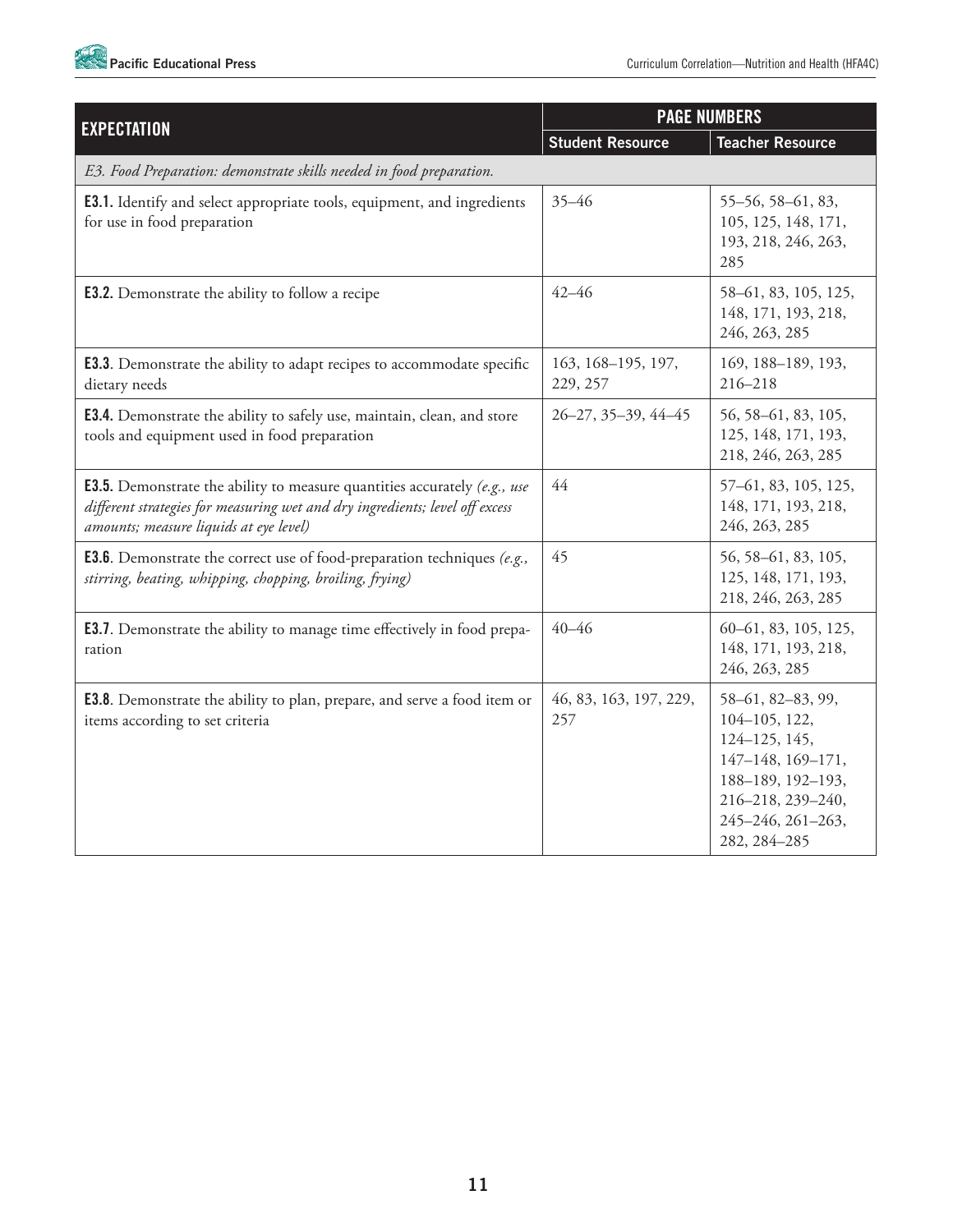| EXPECTATION | PAGE NUMBERS | |
|---|---|---|
| | Student Resource | Teacher Resource |
| *E3. Food Preparation: demonstrate skills needed in food preparation.* | | |
| **E3.1.** Identify and select appropriate tools, equipment, and ingredients for use in food preparation | 35–46 | 55–56, 58–61, 83, 105, 125, 148, 171, 193, 218, 246, 263, 285 |
| **E3.2.** Demonstrate the ability to follow a recipe | 42–46 | 58–61, 83, 105, 125, 148, 171, 193, 218, 246, 263, 285 |
| **E3.3**. Demonstrate the ability to adapt recipes to accommodate specific dietary needs | 163, 168–195, 197, 229, 257 | 169, 188–189, 193, 216–218 |
| **E3.4.** Demonstrate the ability to safely use, maintain, clean, and store tools and equipment used in food preparation | 26–27, 35–39, 44–45 | 56, 58–61, 83, 105, 125, 148, 171, 193, 218, 246, 263, 285 |
| **E3.5.** Demonstrate the ability to measure quantities accurately *(e.g., use different strategies for measuring wet and dry ingredients; level off excess amounts; measure liquids at eye level)* | 44 | 57–61, 83, 105, 125, 148, 171, 193, 218, 246, 263, 285 |
| **E3.6**. Demonstrate the correct use of food-preparation techniques *(e.g., stirring, beating, whipping, chopping, broiling, frying)* | 45 | 56, 58–61, 83, 105, 125, 148, 171, 193, 218, 246, 263, 285 |
| **E3.7**. Demonstrate the ability to manage time effectively in food preparation | 40–46 | 60–61, 83, 105, 125, 148, 171, 193, 218, 246, 263, 285 |
| **E3.8**. Demonstrate the ability to plan, prepare, and serve a food item or items according to set criteria | 46, 83, 163, 197, 229, 257 | 58–61, 82–83, 99, 104–105, 122, 124–125, 145, 147–148, 169–171, 188–189, 192–193, 216–218, 239–240, 245–246, 261–263, 282, 284–285 |